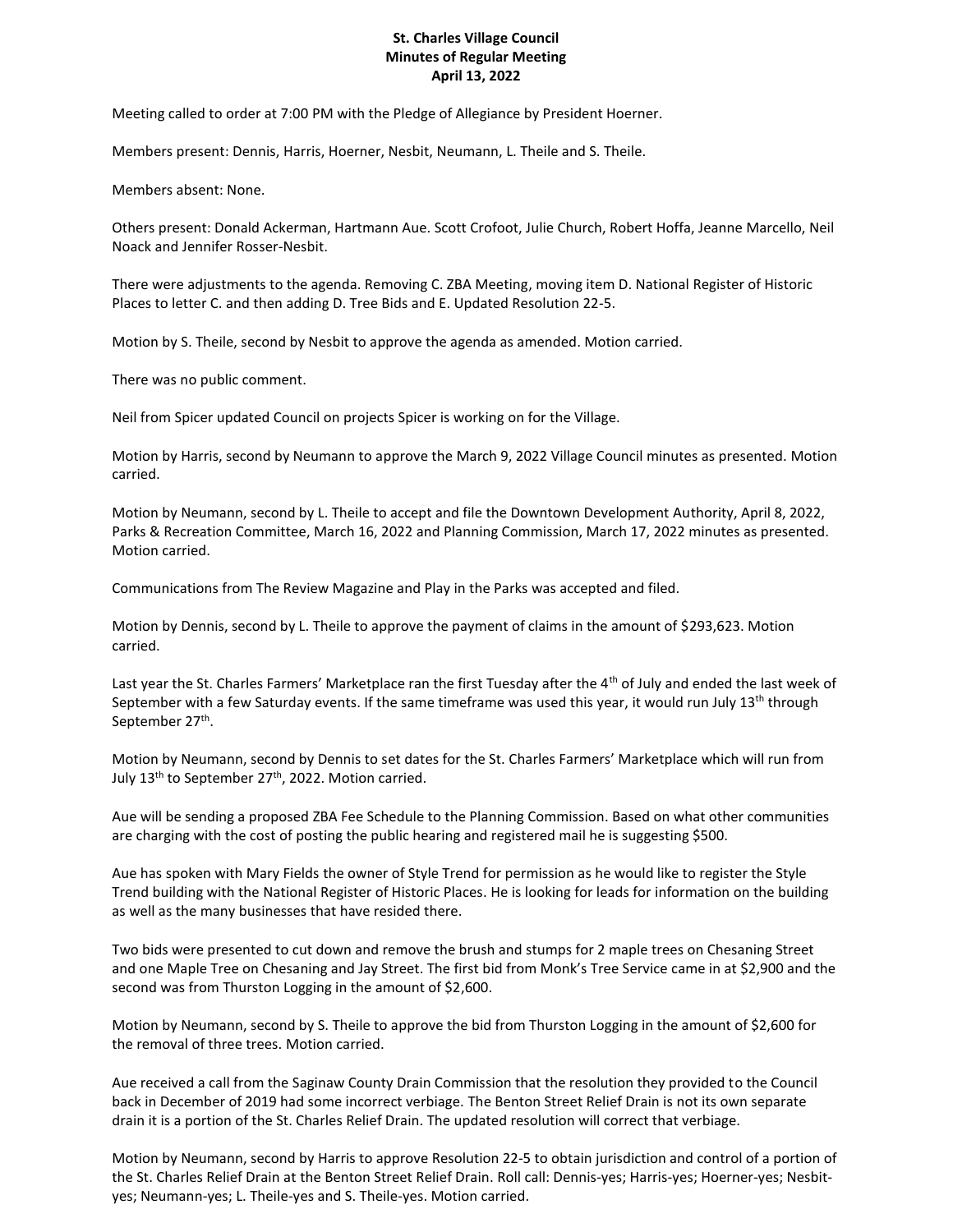**St. Charles Village Council**
**Minutes of Regular Meeting**
**April 13, 2022**

Meeting called to order at 7:00 PM with the Pledge of Allegiance by President Hoerner.

Members present: Dennis, Harris, Hoerner, Nesbit, Neumann, L. Theile and S. Theile.

Members absent: None.

Others present: Donald Ackerman, Hartmann Aue. Scott Crofoot, Julie Church, Robert Hoffa, Jeanne Marcello, Neil Noack and Jennifer Rosser-Nesbit.

There were adjustments to the agenda. Removing C. ZBA Meeting, moving item D. National Register of Historic Places to letter C. and then adding D. Tree Bids and E. Updated Resolution 22-5.

Motion by S. Theile, second by Nesbit to approve the agenda as amended. Motion carried.

There was no public comment.

Neil from Spicer updated Council on projects Spicer is working on for the Village.

Motion by Harris, second by Neumann to approve the March 9, 2022 Village Council minutes as presented. Motion carried.

Motion by Neumann, second by L. Theile to accept and file the Downtown Development Authority, April 8, 2022, Parks & Recreation Committee, March 16, 2022 and Planning Commission, March 17, 2022 minutes as presented. Motion carried.

Communications from The Review Magazine and Play in the Parks was accepted and filed.

Motion by Dennis, second by L. Theile to approve the payment of claims in the amount of $293,623. Motion carried.

Last year the St. Charles Farmers' Marketplace ran the first Tuesday after the 4th of July and ended the last week of September with a few Saturday events. If the same timeframe was used this year, it would run July 13th through September 27th.

Motion by Neumann, second by Dennis to set dates for the St. Charles Farmers' Marketplace which will run from July 13th to September 27th, 2022. Motion carried.

Aue will be sending a proposed ZBA Fee Schedule to the Planning Commission. Based on what other communities are charging with the cost of posting the public hearing and registered mail he is suggesting $500.

Aue has spoken with Mary Fields the owner of Style Trend for permission as he would like to register the Style Trend building with the National Register of Historic Places. He is looking for leads for information on the building as well as the many businesses that have resided there.

Two bids were presented to cut down and remove the brush and stumps for 2 maple trees on Chesaning Street and one Maple Tree on Chesaning and Jay Street. The first bid from Monk's Tree Service came in at $2,900 and the second was from Thurston Logging in the amount of $2,600.

Motion by Neumann, second by S. Theile to approve the bid from Thurston Logging in the amount of $2,600 for the removal of three trees. Motion carried.

Aue received a call from the Saginaw County Drain Commission that the resolution they provided to the Council back in December of 2019 had some incorrect verbiage. The Benton Street Relief Drain is not its own separate drain it is a portion of the St. Charles Relief Drain. The updated resolution will correct that verbiage.

Motion by Neumann, second by Harris to approve Resolution 22-5 to obtain jurisdiction and control of a portion of the St. Charles Relief Drain at the Benton Street Relief Drain. Roll call: Dennis-yes; Harris-yes; Hoerner-yes; Nesbit-yes; Neumann-yes; L. Theile-yes and S. Theile-yes. Motion carried.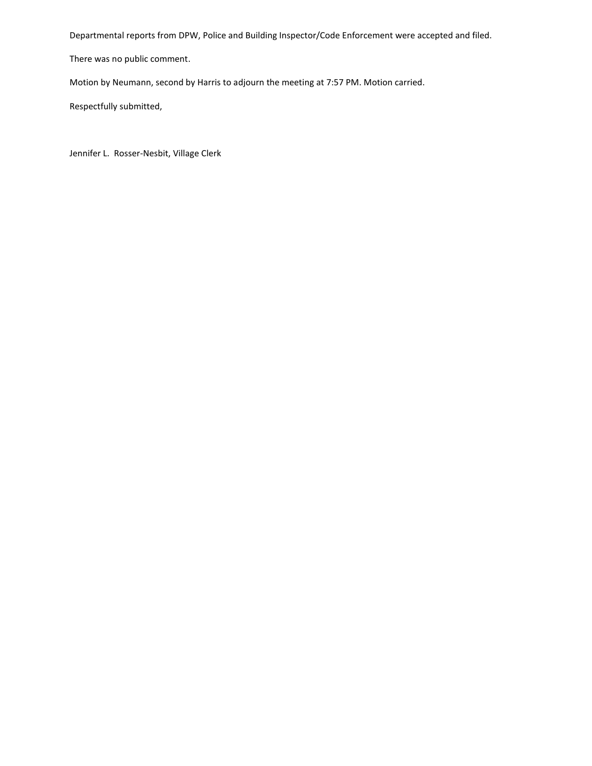Departmental reports from DPW, Police and Building Inspector/Code Enforcement were accepted and filed.

There was no public comment.

Motion by Neumann, second by Harris to adjourn the meeting at 7:57 PM. Motion carried.

Respectfully submitted,

Jennifer L. Rosser-Nesbit, Village Clerk